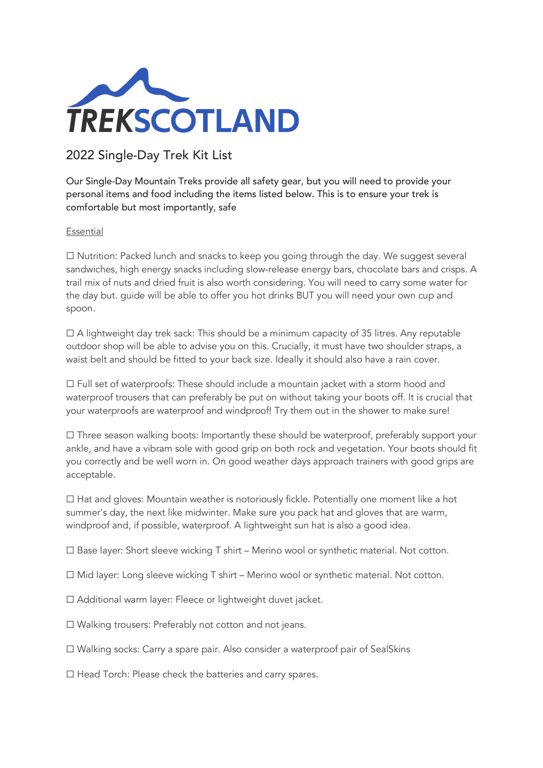TREKSCOTLAND

# 2022 Single-Day Trek Kit List

Our Single-Day Mountain Treks provide all safety gear, but you will need to provide your personal items and food including the items listed below. This is to ensure your trek is comfortable but most importantly, safe

## Essential

☐ Nutrition: Packed lunch and snacks to keep you going through the day. We suggest several sandwiches, high energy snacks including slow-release energy bars, chocolate bars and crisps. A trail mix of nuts and dried fruit is also worth considering. You will need to carry some water for the day but. guide will be able to offer you hot drinks BUT you will need your own cup and spoon.

☐ A lightweight day trek sack: This should be a minimum capacity of 35 litres. Any reputable outdoor shop will be able to advise you on this. Crucially, it must have two shoulder straps, a waist belt and should be fitted to your back size. Ideally it should also have a rain cover.

☐ Full set of waterproofs: These should include a mountain jacket with a storm hood and waterproof trousers that can preferably be put on without taking your boots off. It is crucial that your waterproofs are waterproof and windproof! Try them out in the shower to make sure!

☐ Three season walking boots: Importantly these should be waterproof, preferably support your ankle, and have a vibram sole with good grip on both rock and vegetation. Your boots should fit you correctly and be well worn in. On good weather days approach trainers with good grips are acceptable.

☐ Hat and gloves: Mountain weather is notoriously fickle. Potentially one moment like a hot summer's day, the next like midwinter. Make sure you pack hat and gloves that are warm, windproof and, if possible, waterproof. A lightweight sun hat is also a good idea.

☐ Base layer: Short sleeve wicking T shirt – Merino wool or synthetic material. Not cotton.

☐ Mid layer: Long sleeve wicking T shirt – Merino wool or synthetic material. Not cotton.

☐ Additional warm layer: Fleece or lightweight duvet jacket.

☐ Walking trousers: Preferably not cotton and not jeans.

☐ Walking socks: Carry a spare pair. Also consider a waterproof pair of SealSkins

☐ Head Torch: Please check the batteries and carry spares.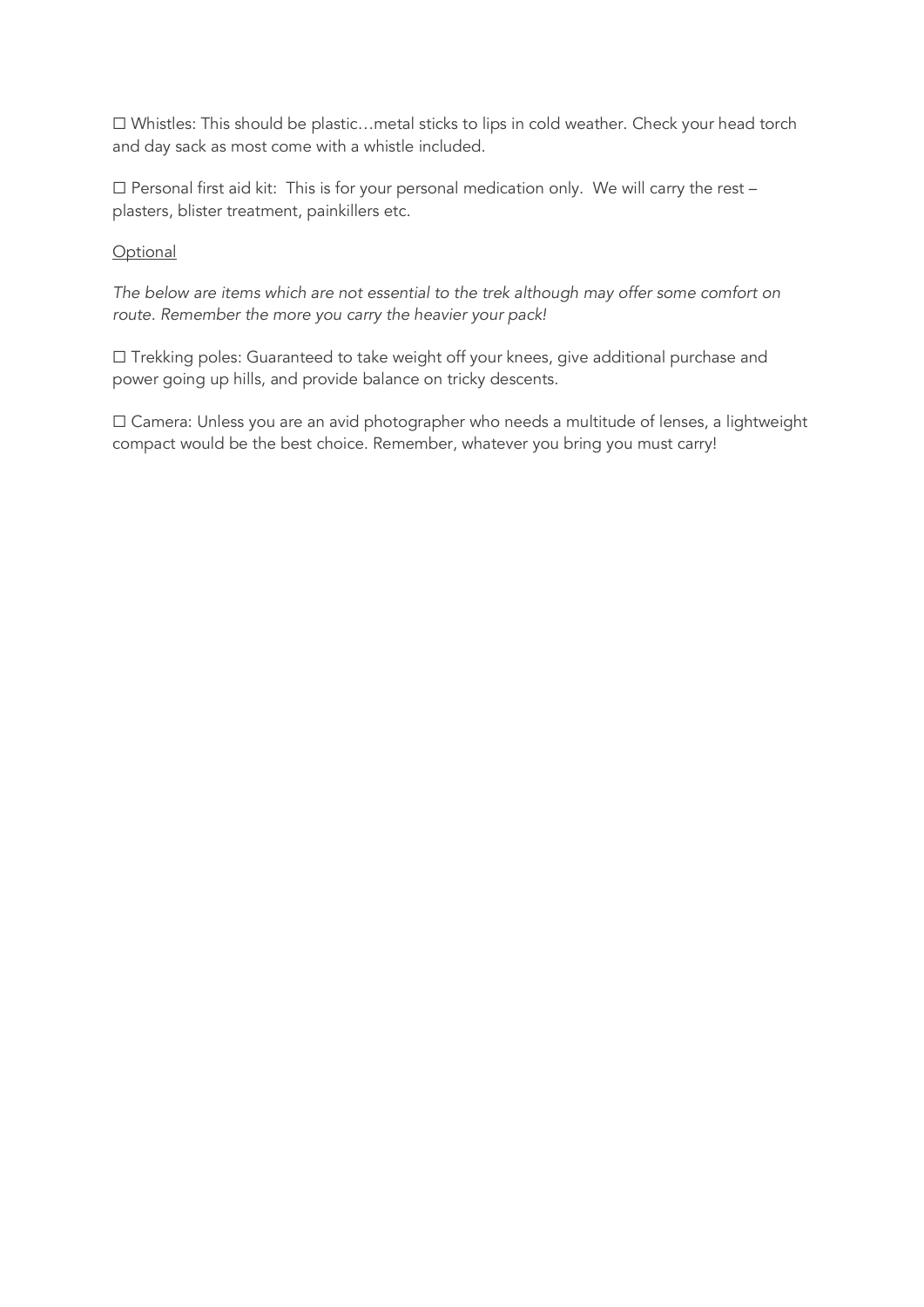☐ Whistles: This should be plastic…metal sticks to lips in cold weather. Check your head torch and day sack as most come with a whistle included.

☐ Personal first aid kit: This is for your personal medication only. We will carry the rest – plasters, blister treatment, painkillers etc.

<u>Optional</u>

*The below are items which are not essential to the trek although may offer some comfort on route. Remember the more you carry the heavier your pack!*

☐ Trekking poles: Guaranteed to take weight off your knees, give additional purchase and power going up hills, and provide balance on tricky descents.

☐ Camera: Unless you are an avid photographer who needs a multitude of lenses, a lightweight compact would be the best choice. Remember, whatever you bring you must carry!